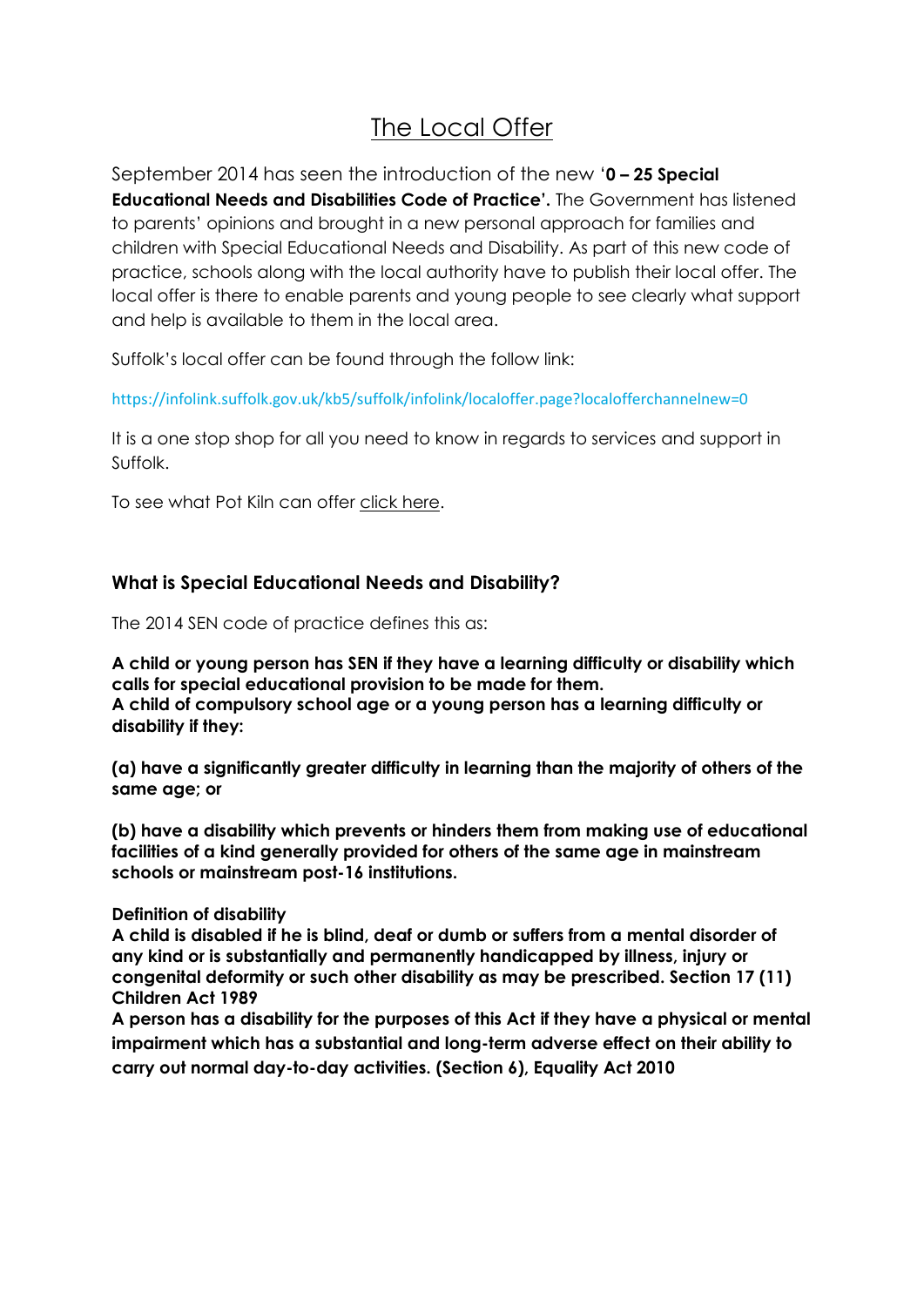# The Local Offer

September 2014 has seen the introduction of the new '**0 – 25 Special Educational Needs and Disabilities Code of Practice'.** The Government has listened to parents' opinions and brought in a new personal approach for families and children with Special Educational Needs and Disability. As part of this new code of practice, schools along with the local authority have to publish their local offer. The local offer is there to enable parents and young people to see clearly what support and help is available to them in the local area.

Suffolk's local offer can be found through the follow link:

https://infolink.suffolk.gov.uk/kb5/suffolk/infolink/localoffer.page?localofferchannelnew=0

It is a one stop shop for all you need to know in regards to services and support in Suffolk.

To see what Pot Kiln can offer click here.

## What is Special Educational Needs and Disability?

The 2014 SEN code of practice defines this as:

**A child or young person has SEN if they have a learning difficulty or disability which calls for special educational provision to be made for them.**
**A child of compulsory school age or a young person has a learning difficulty or disability if they:**

**(a) have a significantly greater difficulty in learning than the majority of others of the same age; or**

**(b) have a disability which prevents or hinders them from making use of educational facilities of a kind generally provided for others of the same age in mainstream schools or mainstream post-16 institutions.**

**Definition of disability**
**A child is disabled if he is blind, deaf or dumb or suffers from a mental disorder of any kind or is substantially and permanently handicapped by illness, injury or congenital deformity or such other disability as may be prescribed. Section 17 (11) Children Act 1989**
**A person has a disability for the purposes of this Act if they have a physical or mental impairment which has a substantial and long-term adverse effect on their ability to carry out normal day-to-day activities. (Section 6), Equality Act 2010**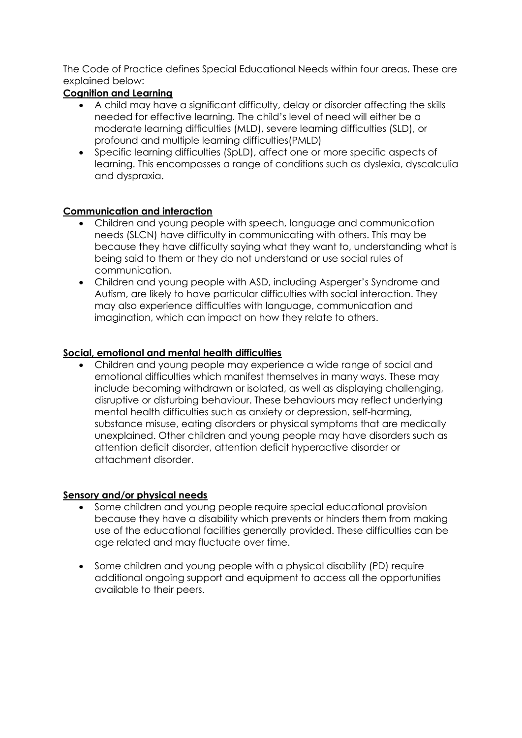The Code of Practice defines Special Educational Needs within four areas. These are explained below:

**Cognition and Learning**

- A child may have a significant difficulty, delay or disorder affecting the skills needed for effective learning. The child's level of need will either be a moderate learning difficulties (MLD), severe learning difficulties (SLD), or profound and multiple learning difficulties(PMLD)
- Specific learning difficulties (SpLD), affect one or more specific aspects of learning. This encompasses a range of conditions such as dyslexia, dyscalculia and dyspraxia.

**Communication and interaction**

- Children and young people with speech, language and communication needs (SLCN) have difficulty in communicating with others. This may be because they have difficulty saying what they want to, understanding what is being said to them or they do not understand or use social rules of communication.
- Children and young people with ASD, including Asperger's Syndrome and Autism, are likely to have particular difficulties with social interaction. They may also experience difficulties with language, communication and imagination, which can impact on how they relate to others.

**Social, emotional and mental health difficulties**

- Children and young people may experience a wide range of social and emotional difficulties which manifest themselves in many ways. These may include becoming withdrawn or isolated, as well as displaying challenging, disruptive or disturbing behaviour. These behaviours may reflect underlying mental health difficulties such as anxiety or depression, self-harming, substance misuse, eating disorders or physical symptoms that are medically unexplained. Other children and young people may have disorders such as attention deficit disorder, attention deficit hyperactive disorder or attachment disorder.

**Sensory and/or physical needs**

- Some children and young people require special educational provision because they have a disability which prevents or hinders them from making use of the educational facilities generally provided. These difficulties can be age related and may fluctuate over time.
- Some children and young people with a physical disability (PD) require additional ongoing support and equipment to access all the opportunities available to their peers.